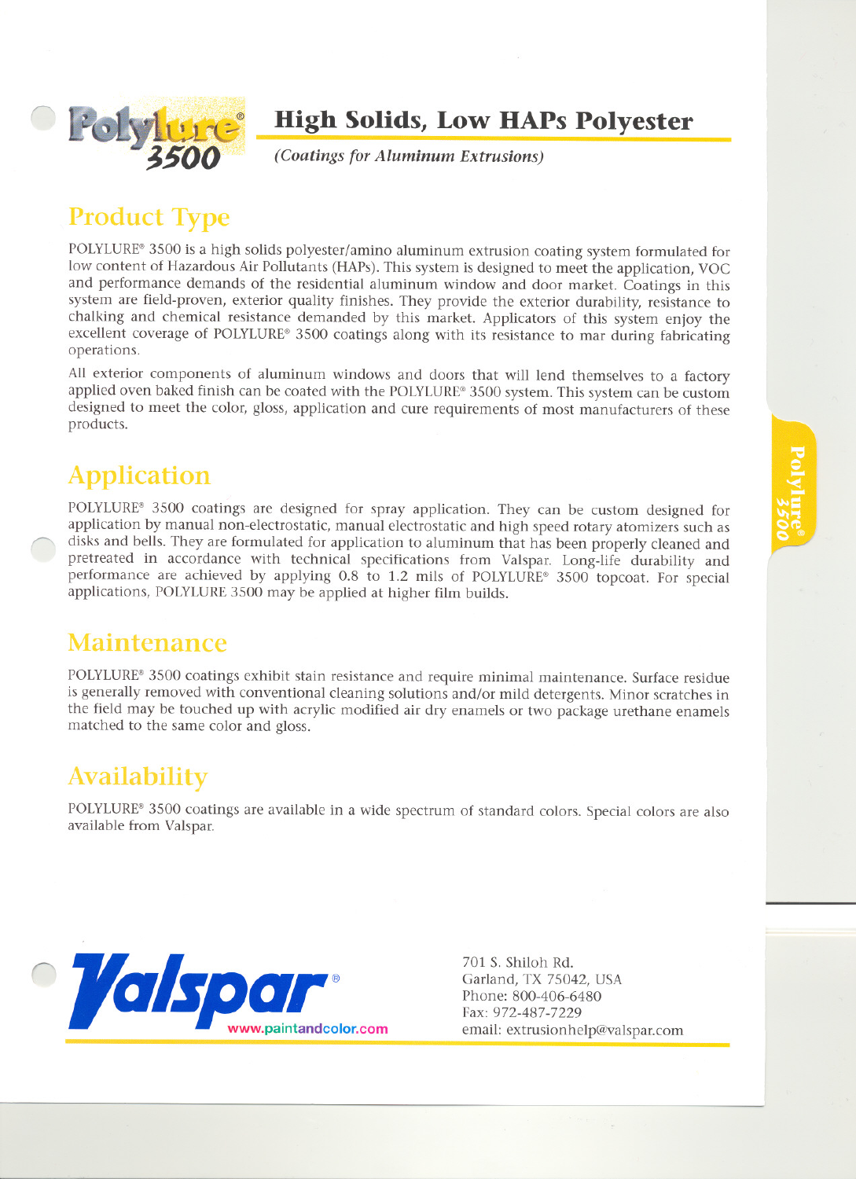# Polylure® 3500

## High Solids, Low HAPs Polyester

*(Coatings for Aluminum Extrusions)*

## Product Type

POLYLURE® 3500 is a high solids polyester/amino aluminum extrusion coating system formulated for low content of Hazardous Air Pollutants (HAPs). This system is designed to meet the application, VOC and performance demands of the residential aluminum window and door market. Coatings in this system are field-proven, exterior quality finishes. They provide the exterior durability, resistance to chalking and chemical resistance demanded by this market. Applicators of this system enjoy the excellent coverage of POLYLURE® 3500 coatings along with its resistance to mar during fabricating operations.

All exterior components of aluminum windows and doors that will lend themselves to a factory applied oven baked finish can be coated with the POLYLURE® 3500 system. This system can be custom designed to meet the color, gloss, application and cure requirements of most manufacturers of these products.

## Application

POLYLURE® 3500 coatings are designed for spray application. They can be custom designed for application by manual non-electrostatic, manual electrostatic and high speed rotary atomizers such as disks and bells. They are formulated for application to aluminum that has been properly cleaned and pretreated in accordance with technical specifications from Valspar. Long-life durability and performance are achieved by applying 0.8 to 1.2 mils of POLYLURE® 3500 topcoat. For special applications, POLYLURE 3500 may be applied at higher film builds.

## Maintenance

POLYLURE® 3500 coatings exhibit stain resistance and require minimal maintenance. Surface residue is generally removed with conventional cleaning solutions and/or mild detergents. Minor scratches in the field may be touched up with acrylic modified air dry enamels or two package urethane enamels matched to the same color and gloss.

## Availability

POLYLURE® 3500 coatings are available in a wide spectrum of standard colors. Special colors are also available from Valspar.

Valspar®
www.paintandcolor.com

701 S. Shiloh Rd.
Garland, TX 75042, USA
Phone: 800-406-6480
Fax: 972-487-7229
email: extrusionhelp@valspar.com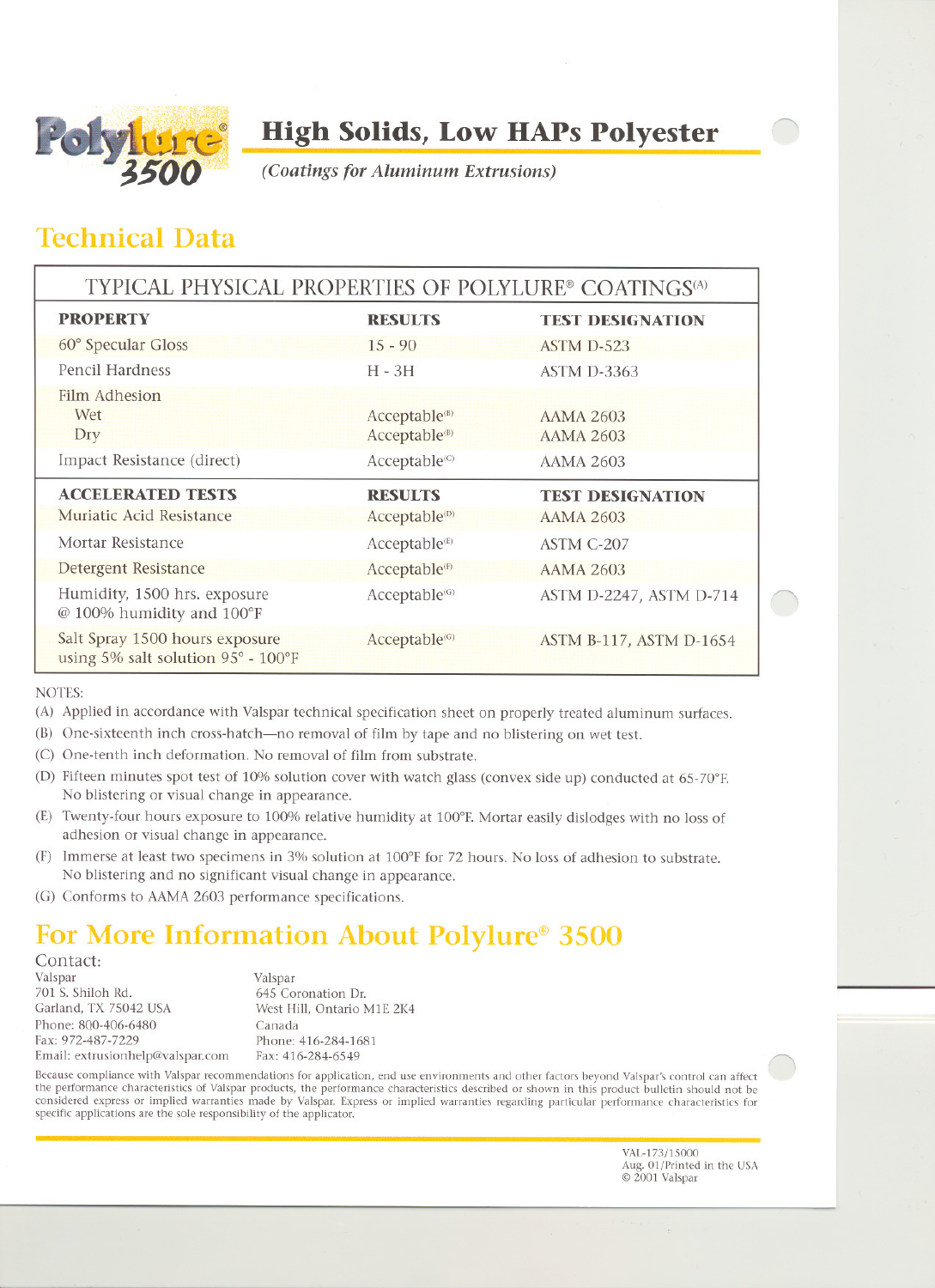# Polylure® 3500

## High Solids, Low HAPs Polyester

*(Coatings for Aluminum Extrusions)*

## Technical Data

| TYPICAL PHYSICAL PROPERTIES OF POLYLURE® COATINGS[A] | | |
|---|---|---|
| **PROPERTY** | **RESULTS** | **TEST DESIGNATION** |
| 60° Specular Gloss | 15 - 90 | ASTM D-523 |
| Pencil Hardness | H - 3H | ASTM D-3363 |
| Film Adhesion | | |
| Wet | Acceptable[B] | AAMA 2603 |
| Dry | Acceptable[B] | AAMA 2603 |
| Impact Resistance (direct) | Acceptable[C] | AAMA 2603 |
| **ACCELERATED TESTS** | **RESULTS** | **TEST DESIGNATION** |
| Muriatic Acid Resistance | Acceptable[D] | AAMA 2603 |
| Mortar Resistance | Acceptable[E] | ASTM C-207 |
| Detergent Resistance | Acceptable[F] | AAMA 2603 |
| Humidity, 1500 hrs. exposure @ 100% humidity and 100°F | Acceptable[G] | ASTM D-2247, ASTM D-714 |
| Salt Spray 1500 hours exposure using 5% salt solution 95° - 100°F | Acceptable[G] | ASTM B-117, ASTM D-1654 |

NOTES:

(A) Applied in accordance with Valspar technical specification sheet on properly treated aluminum surfaces.

(B) One-sixteenth inch cross-hatch—no removal of film by tape and no blistering on wet test.

(C) One-tenth inch deformation. No removal of film from substrate.

(D) Fifteen minutes spot test of 10% solution cover with watch glass (convex side up) conducted at 65-70°F. No blistering or visual change in appearance.

(E) Twenty-four hours exposure to 100% relative humidity at 100°F. Mortar easily dislodges with no loss of adhesion or visual change in appearance.

(F) Immerse at least two specimens in 3% solution at 100°F for 72 hours. No loss of adhesion to substrate. No blistering and no significant visual change in appearance.

(G) Conforms to AAMA 2603 performance specifications.

## For More Information About Polylure® 3500

Contact:

Valspar
701 S. Shiloh Rd.
Garland, TX 75042 USA
Phone: 800-406-6480
Fax: 972-487-7229
Email: extrusionhelp@valspar.com

Valspar
645 Coronation Dr.
West Hill, Ontario M1E 2K4
Canada
Phone: 416-284-1681
Fax: 416-284-6549

Because compliance with Valspar recommendations for application, end use environments and other factors beyond Valspar's control can affect the performance characteristics of Valspar products, the performance characteristics described or shown in this product bulletin should not be considered express or implied warranties made by Valspar. Express or implied warranties regarding particular performance characteristics for specific applications are the sole responsibility of the applicator.

VAL-173/15000
Aug. 01/Printed in the USA
© 2001 Valspar